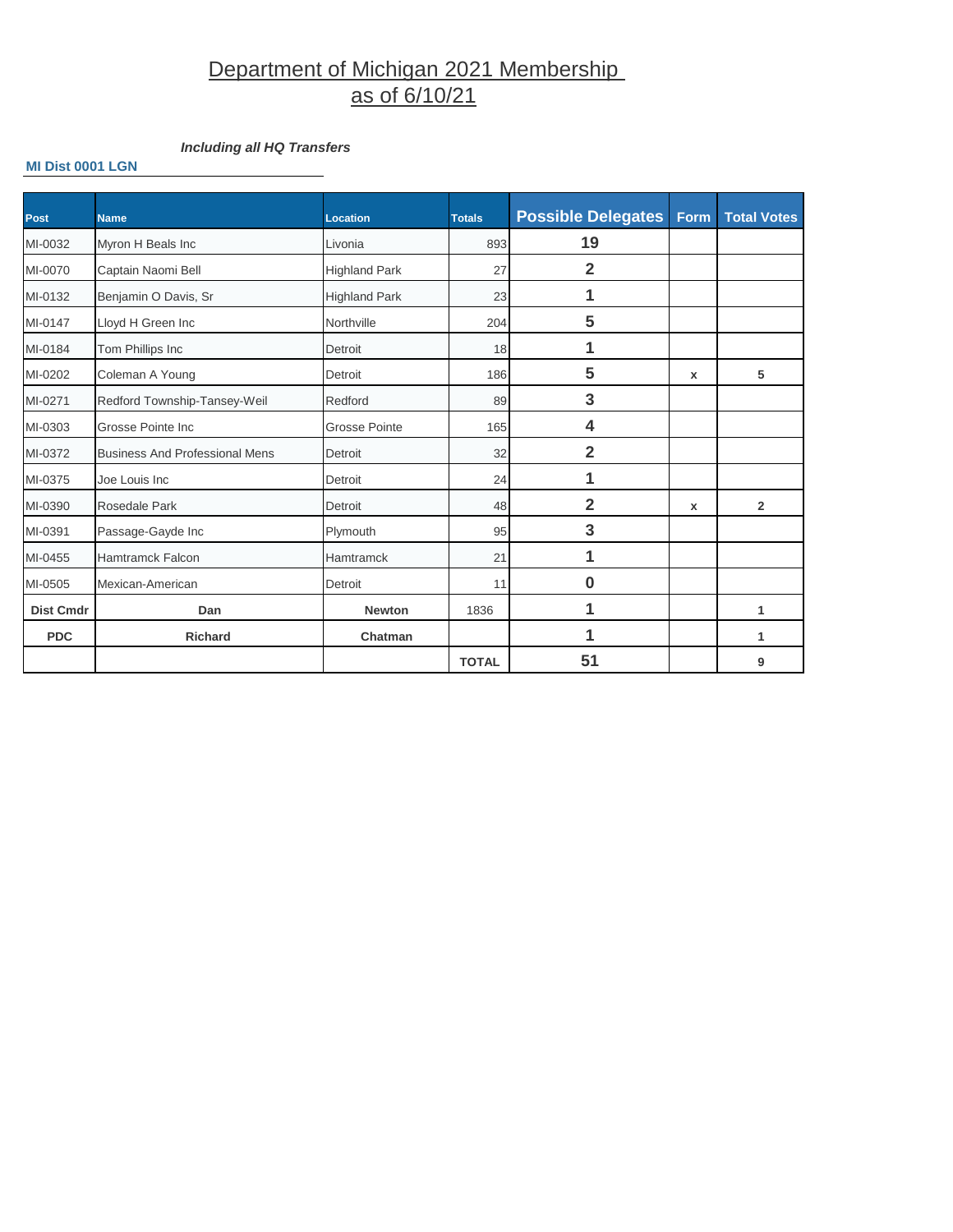# Department of Michigan 2021 Membership as of 6/10/21

***Including all HQ Transfers***

**MI Dist 0001 LGN**

| Post | Name | Location | Totals | Possible Delegates | Form | Total Votes |
|---|---|---|---|---|---|---|
| MI-0032 | Myron H Beals Inc | Livonia | 893 | 19 | | |
| MI-0070 | Captain Naomi Bell | Highland Park | 27 | 2 | | |
| MI-0132 | Benjamin O Davis, Sr | Highland Park | 23 | 1 | | |
| MI-0147 | Lloyd H Green Inc | Northville | 204 | 5 | | |
| MI-0184 | Tom Phillips Inc | Detroit | 18 | 1 | | |
| MI-0202 | Coleman A Young | Detroit | 186 | 5 | x | 5 |
| MI-0271 | Redford Township-Tansey-Weil | Redford | 89 | 3 | | |
| MI-0303 | Grosse Pointe Inc | Grosse Pointe | 165 | 4 | | |
| MI-0372 | Business And Professional Mens | Detroit | 32 | 2 | | |
| MI-0375 | Joe Louis Inc | Detroit | 24 | 1 | | |
| MI-0390 | Rosedale Park | Detroit | 48 | 2 | x | 2 |
| MI-0391 | Passage-Gayde Inc | Plymouth | 95 | 3 | | |
| MI-0455 | Hamtramck Falcon | Hamtramck | 21 | 1 | | |
| MI-0505 | Mexican-American | Detroit | 11 | 0 | | |
| **Dist Cmdr** | **Dan** | **Newton** | 1836 | 1 | | 1 |
| **PDC** | **Richard** | **Chatman** | | 1 | | 1 |
| | | | **TOTAL** | 51 | | 9 |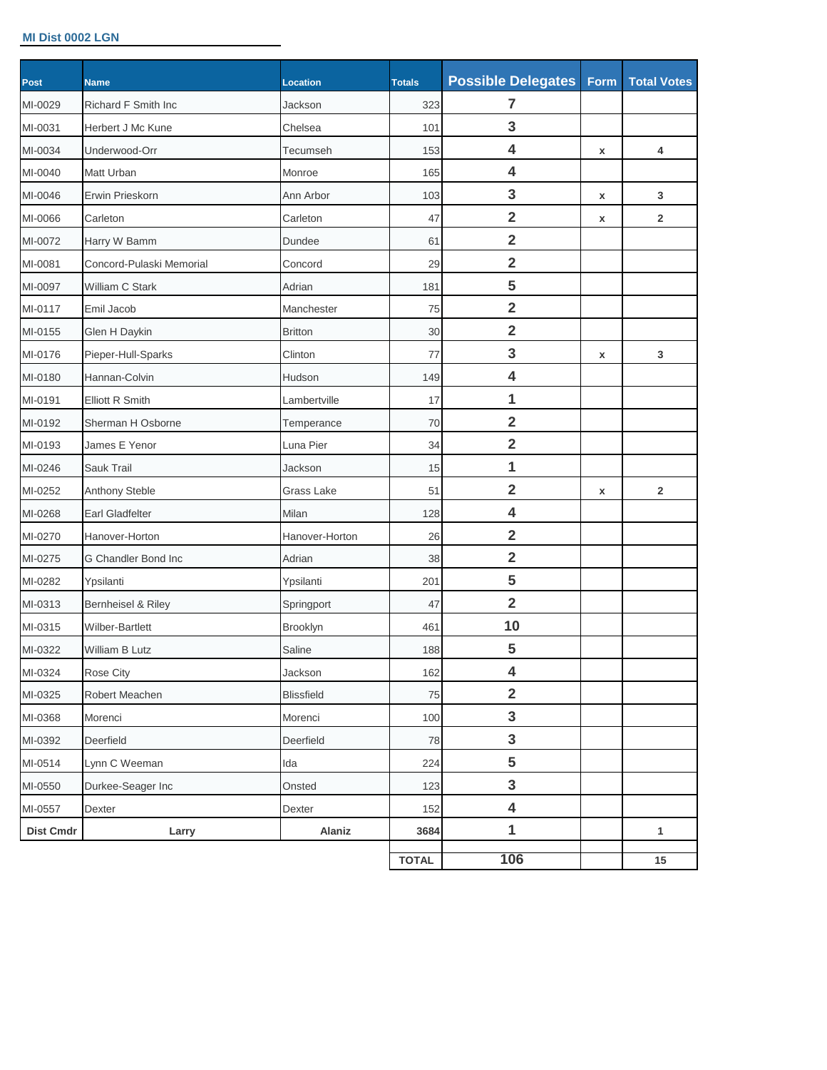**MI Dist 0002 LGN**

| Post | Name | Location | Totals | Possible Delegates | Form | Total Votes |
|---|---|---|---|---|---|---|
| MI-0029 | Richard F Smith Inc | Jackson | 323 | 7 | | |
| MI-0031 | Herbert J Mc Kune | Chelsea | 101 | 3 | | |
| MI-0034 | Underwood-Orr | Tecumseh | 153 | 4 | x | 4 |
| MI-0040 | Matt Urban | Monroe | 165 | 4 | | |
| MI-0046 | Erwin Prieskorn | Ann Arbor | 103 | 3 | x | 3 |
| MI-0066 | Carleton | Carleton | 47 | 2 | x | 2 |
| MI-0072 | Harry W Bamm | Dundee | 61 | 2 | | |
| MI-0081 | Concord-Pulaski Memorial | Concord | 29 | 2 | | |
| MI-0097 | William C Stark | Adrian | 181 | 5 | | |
| MI-0117 | Emil Jacob | Manchester | 75 | 2 | | |
| MI-0155 | Glen H Daykin | Britton | 30 | 2 | | |
| MI-0176 | Pieper-Hull-Sparks | Clinton | 77 | 3 | x | 3 |
| MI-0180 | Hannan-Colvin | Hudson | 149 | 4 | | |
| MI-0191 | Elliott R Smith | Lambertville | 17 | 1 | | |
| MI-0192 | Sherman H Osborne | Temperance | 70 | 2 | | |
| MI-0193 | James E Yenor | Luna Pier | 34 | 2 | | |
| MI-0246 | Sauk Trail | Jackson | 15 | 1 | | |
| MI-0252 | Anthony Steble | Grass Lake | 51 | 2 | x | 2 |
| MI-0268 | Earl Gladfelter | Milan | 128 | 4 | | |
| MI-0270 | Hanover-Horton | Hanover-Horton | 26 | 2 | | |
| MI-0275 | G Chandler Bond Inc | Adrian | 38 | 2 | | |
| MI-0282 | Ypsilanti | Ypsilanti | 201 | 5 | | |
| MI-0313 | Bernheisel & Riley | Springport | 47 | 2 | | |
| MI-0315 | Wilber-Bartlett | Brooklyn | 461 | 10 | | |
| MI-0322 | William B Lutz | Saline | 188 | 5 | | |
| MI-0324 | Rose City | Jackson | 162 | 4 | | |
| MI-0325 | Robert Meachen | Blissfield | 75 | 2 | | |
| MI-0368 | Morenci | Morenci | 100 | 3 | | |
| MI-0392 | Deerfield | Deerfield | 78 | 3 | | |
| MI-0514 | Lynn C Weeman | Ida | 224 | 5 | | |
| MI-0550 | Durkee-Seager Inc | Onsted | 123 | 3 | | |
| MI-0557 | Dexter | Dexter | 152 | 4 | | |
| **Dist Cmdr** | **Larry** | **Alaniz** | **3684** | **1** | | **1** |
| | | | **TOTAL** | **106** | | **15** |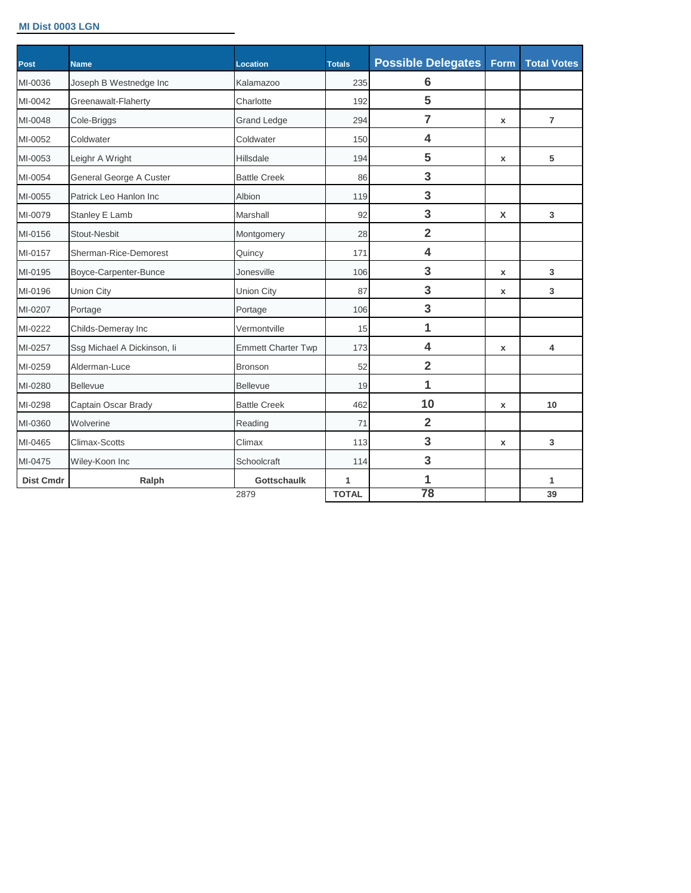**MI Dist 0003 LGN**

| Post | Name | Location | Totals | Possible Delegates | Form | Total Votes |
|---|---|---|---|---|---|---|
| MI-0036 | Joseph B Westnedge Inc | Kalamazoo | 235 | 6 | | |
| MI-0042 | Greenawalt-Flaherty | Charlotte | 192 | 5 | | |
| MI-0048 | Cole-Briggs | Grand Ledge | 294 | 7 | x | 7 |
| MI-0052 | Coldwater | Coldwater | 150 | 4 | | |
| MI-0053 | Leighr A Wright | Hillsdale | 194 | 5 | x | 5 |
| MI-0054 | General George A Custer | Battle Creek | 86 | 3 | | |
| MI-0055 | Patrick Leo Hanlon Inc | Albion | 119 | 3 | | |
| MI-0079 | Stanley E Lamb | Marshall | 92 | 3 | X | 3 |
| MI-0156 | Stout-Nesbit | Montgomery | 28 | 2 | | |
| MI-0157 | Sherman-Rice-Demorest | Quincy | 171 | 4 | | |
| MI-0195 | Boyce-Carpenter-Bunce | Jonesville | 106 | 3 | x | 3 |
| MI-0196 | Union City | Union City | 87 | 3 | x | 3 |
| MI-0207 | Portage | Portage | 106 | 3 | | |
| MI-0222 | Childs-Demeray Inc | Vermontville | 15 | 1 | | |
| MI-0257 | Ssg Michael A Dickinson, Ii | Emmett Charter Twp | 173 | 4 | x | 4 |
| MI-0259 | Alderman-Luce | Bronson | 52 | 2 | | |
| MI-0280 | Bellevue | Bellevue | 19 | 1 | | |
| MI-0298 | Captain Oscar Brady | Battle Creek | 462 | 10 | x | 10 |
| MI-0360 | Wolverine | Reading | 71 | 2 | | |
| MI-0465 | Climax-Scotts | Climax | 113 | 3 | x | 3 |
| MI-0475 | Wiley-Koon Inc | Schoolcraft | 114 | 3 | | |
| **Dist Cmdr** | **Ralph** | **Gottschaulk** | **1** | **1** | | **1** |
| | | 2879 | **TOTAL** | **78** | | **39** |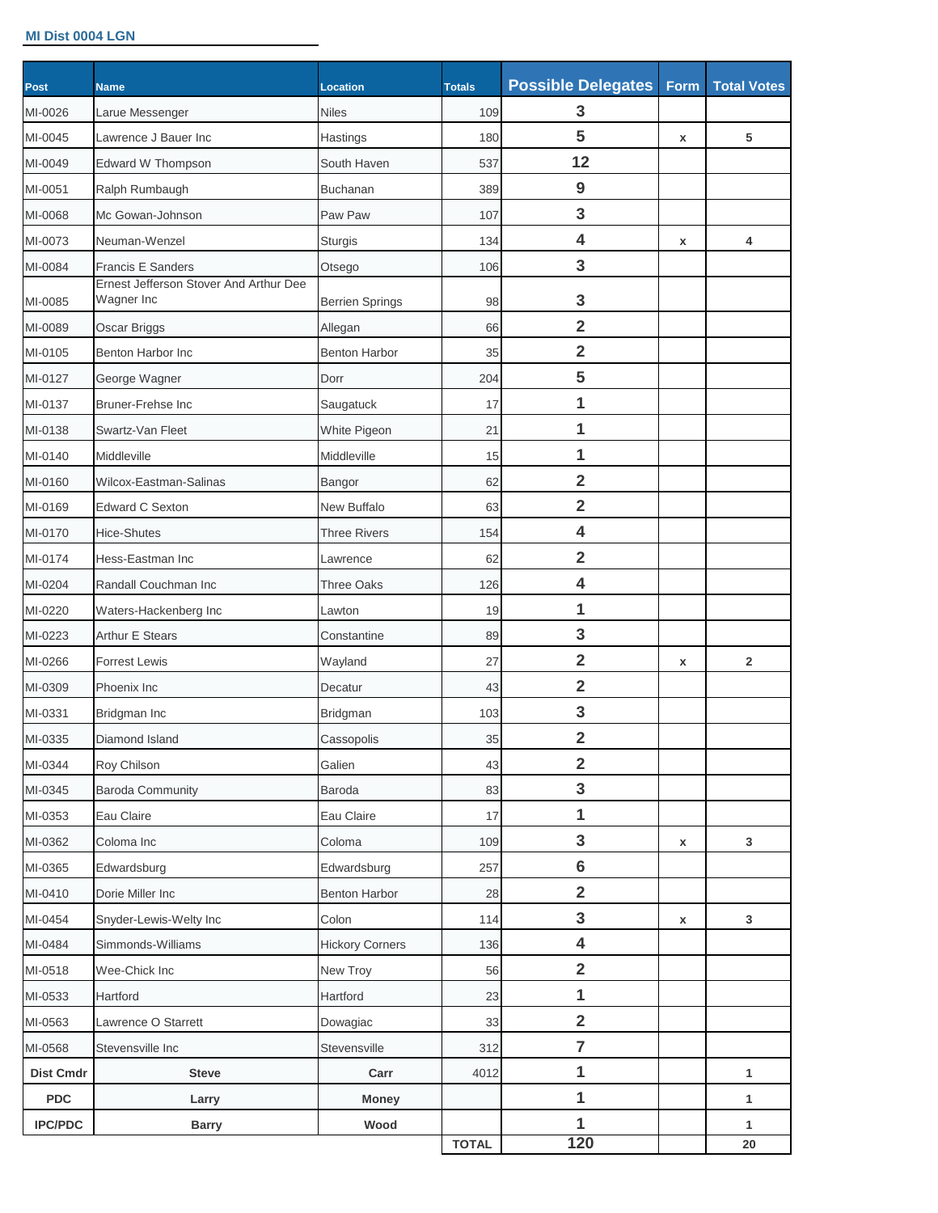MI Dist 0004 LGN

| Post | Name | Location | Totals | Possible Delegates | Form | Total Votes |
|---|---|---|---|---|---|---|
| MI-0026 | Larue Messenger | Niles | 109 | 3 | | |
| MI-0045 | Lawrence J Bauer Inc | Hastings | 180 | 5 | x | 5 |
| MI-0049 | Edward W Thompson | South Haven | 537 | 12 | | |
| MI-0051 | Ralph Rumbaugh | Buchanan | 389 | 9 | | |
| MI-0068 | Mc Gowan-Johnson | Paw Paw | 107 | 3 | | |
| MI-0073 | Neuman-Wenzel | Sturgis | 134 | 4 | x | 4 |
| MI-0084 | Francis E Sanders | Otsego | 106 | 3 | | |
| MI-0085 | Ernest Jefferson Stover And Arthur Dee Wagner Inc | Berrien Springs | 98 | 3 | | |
| MI-0089 | Oscar Briggs | Allegan | 66 | 2 | | |
| MI-0105 | Benton Harbor Inc | Benton Harbor | 35 | 2 | | |
| MI-0127 | George Wagner | Dorr | 204 | 5 | | |
| MI-0137 | Bruner-Frehse Inc | Saugatuck | 17 | 1 | | |
| MI-0138 | Swartz-Van Fleet | White Pigeon | 21 | 1 | | |
| MI-0140 | Middleville | Middleville | 15 | 1 | | |
| MI-0160 | Wilcox-Eastman-Salinas | Bangor | 62 | 2 | | |
| MI-0169 | Edward C Sexton | New Buffalo | 63 | 2 | | |
| MI-0170 | Hice-Shutes | Three Rivers | 154 | 4 | | |
| MI-0174 | Hess-Eastman Inc | Lawrence | 62 | 2 | | |
| MI-0204 | Randall Couchman Inc | Three Oaks | 126 | 4 | | |
| MI-0220 | Waters-Hackenberg Inc | Lawton | 19 | 1 | | |
| MI-0223 | Arthur E Stears | Constantine | 89 | 3 | | |
| MI-0266 | Forrest Lewis | Wayland | 27 | 2 | x | 2 |
| MI-0309 | Phoenix Inc | Decatur | 43 | 2 | | |
| MI-0331 | Bridgman Inc | Bridgman | 103 | 3 | | |
| MI-0335 | Diamond Island | Cassopolis | 35 | 2 | | |
| MI-0344 | Roy Chilson | Galien | 43 | 2 | | |
| MI-0345 | Baroda Community | Baroda | 83 | 3 | | |
| MI-0353 | Eau Claire | Eau Claire | 17 | 1 | | |
| MI-0362 | Coloma Inc | Coloma | 109 | 3 | x | 3 |
| MI-0365 | Edwardsburg | Edwardsburg | 257 | 6 | | |
| MI-0410 | Dorie Miller Inc | Benton Harbor | 28 | 2 | | |
| MI-0454 | Snyder-Lewis-Welty Inc | Colon | 114 | 3 | x | 3 |
| MI-0484 | Simmonds-Williams | Hickory Corners | 136 | 4 | | |
| MI-0518 | Wee-Chick Inc | New Troy | 56 | 2 | | |
| MI-0533 | Hartford | Hartford | 23 | 1 | | |
| MI-0563 | Lawrence O Starrett | Dowagiac | 33 | 2 | | |
| MI-0568 | Stevensville Inc | Stevensville | 312 | 7 | | |
| **Dist Cmdr** | **Steve** | **Carr** | 4012 | 1 | | 1 |
| **PDC** | **Larry** | **Money** | | 1 | | 1 |
| **IPC/PDC** | **Barry** | **Wood** | | 1 | | 1 |
| | | | **TOTAL** | **120** | | **20** |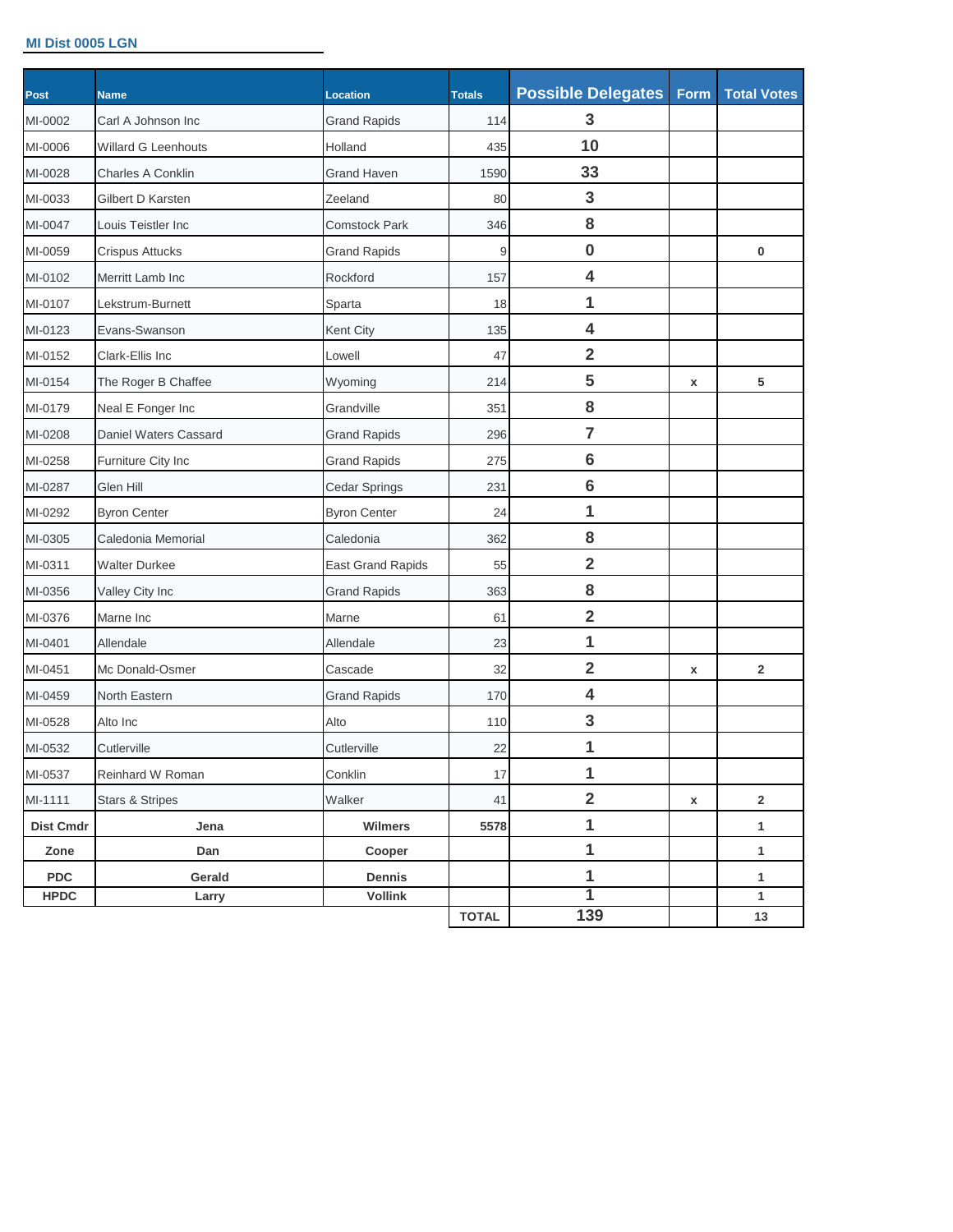**MI Dist 0005 LGN**

| Post | Name | Location | Totals | Possible Delegates | Form | Total Votes |
|---|---|---|---|---|---|---|
| MI-0002 | Carl A Johnson Inc | Grand Rapids | 114 | 3 | | |
| MI-0006 | Willard G Leenhouts | Holland | 435 | 10 | | |
| MI-0028 | Charles A Conklin | Grand Haven | 1590 | 33 | | |
| MI-0033 | Gilbert D Karsten | Zeeland | 80 | 3 | | |
| MI-0047 | Louis Teistler Inc | Comstock Park | 346 | 8 | | |
| MI-0059 | Crispus Attucks | Grand Rapids | 9 | 0 | | 0 |
| MI-0102 | Merritt Lamb Inc | Rockford | 157 | 4 | | |
| MI-0107 | Lekstrum-Burnett | Sparta | 18 | 1 | | |
| MI-0123 | Evans-Swanson | Kent City | 135 | 4 | | |
| MI-0152 | Clark-Ellis Inc | Lowell | 47 | 2 | | |
| MI-0154 | The Roger B Chaffee | Wyoming | 214 | 5 | x | 5 |
| MI-0179 | Neal E Fonger Inc | Grandville | 351 | 8 | | |
| MI-0208 | Daniel Waters Cassard | Grand Rapids | 296 | 7 | | |
| MI-0258 | Furniture City Inc | Grand Rapids | 275 | 6 | | |
| MI-0287 | Glen Hill | Cedar Springs | 231 | 6 | | |
| MI-0292 | Byron Center | Byron Center | 24 | 1 | | |
| MI-0305 | Caledonia Memorial | Caledonia | 362 | 8 | | |
| MI-0311 | Walter Durkee | East Grand Rapids | 55 | 2 | | |
| MI-0356 | Valley City Inc | Grand Rapids | 363 | 8 | | |
| MI-0376 | Marne Inc | Marne | 61 | 2 | | |
| MI-0401 | Allendale | Allendale | 23 | 1 | | |
| MI-0451 | Mc Donald-Osmer | Cascade | 32 | 2 | x | 2 |
| MI-0459 | North Eastern | Grand Rapids | 170 | 4 | | |
| MI-0528 | Alto Inc | Alto | 110 | 3 | | |
| MI-0532 | Cutlerville | Cutlerville | 22 | 1 | | |
| MI-0537 | Reinhard W Roman | Conklin | 17 | 1 | | |
| MI-1111 | Stars & Stripes | Walker | 41 | 2 | x | 2 |
| **Dist Cmdr** | **Jena** | **Wilmers** | **5578** | 1 | | 1 |
| **Zone** | **Dan** | **Cooper** | | 1 | | 1 |
| **PDC** | **Gerald** | **Dennis** | | 1 | | 1 |
| **HPDC** | **Larry** | **Vollink** | | 1 | | 1 |
| | | | **TOTAL** | **139** | | **13** |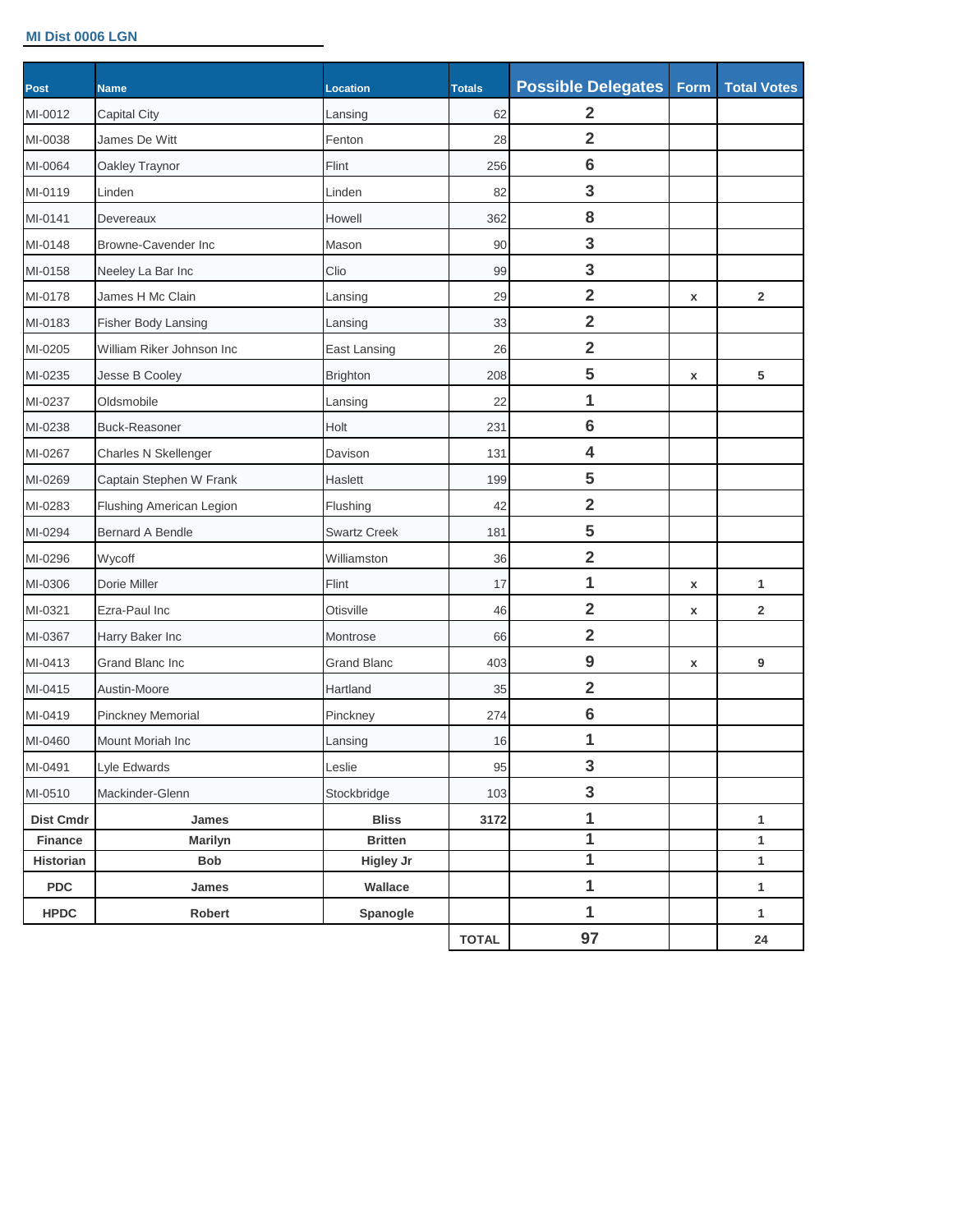**MI Dist 0006 LGN**

| Post | Name | Location | Totals | Possible Delegates | Form | Total Votes |
|---|---|---|---|---|---|---|
| MI-0012 | Capital City | Lansing | 62 | 2 | | |
| MI-0038 | James De Witt | Fenton | 28 | 2 | | |
| MI-0064 | Oakley Traynor | Flint | 256 | 6 | | |
| MI-0119 | Linden | Linden | 82 | 3 | | |
| MI-0141 | Devereaux | Howell | 362 | 8 | | |
| MI-0148 | Browne-Cavender Inc | Mason | 90 | 3 | | |
| MI-0158 | Neeley La Bar Inc | Clio | 99 | 3 | | |
| MI-0178 | James H Mc Clain | Lansing | 29 | 2 | x | 2 |
| MI-0183 | Fisher Body Lansing | Lansing | 33 | 2 | | |
| MI-0205 | William Riker Johnson Inc | East Lansing | 26 | 2 | | |
| MI-0235 | Jesse B Cooley | Brighton | 208 | 5 | x | 5 |
| MI-0237 | Oldsmobile | Lansing | 22 | 1 | | |
| MI-0238 | Buck-Reasoner | Holt | 231 | 6 | | |
| MI-0267 | Charles N Skellenger | Davison | 131 | 4 | | |
| MI-0269 | Captain Stephen W Frank | Haslett | 199 | 5 | | |
| MI-0283 | Flushing American Legion | Flushing | 42 | 2 | | |
| MI-0294 | Bernard A Bendle | Swartz Creek | 181 | 5 | | |
| MI-0296 | Wycoff | Williamston | 36 | 2 | | |
| MI-0306 | Dorie Miller | Flint | 17 | 1 | x | 1 |
| MI-0321 | Ezra-Paul Inc | Otisville | 46 | 2 | x | 2 |
| MI-0367 | Harry Baker Inc | Montrose | 66 | 2 | | |
| MI-0413 | Grand Blanc Inc | Grand Blanc | 403 | 9 | x | 9 |
| MI-0415 | Austin-Moore | Hartland | 35 | 2 | | |
| MI-0419 | Pinckney Memorial | Pinckney | 274 | 6 | | |
| MI-0460 | Mount Moriah Inc | Lansing | 16 | 1 | | |
| MI-0491 | Lyle Edwards | Leslie | 95 | 3 | | |
| MI-0510 | Mackinder-Glenn | Stockbridge | 103 | 3 | | |
| **Dist Cmdr** | **James** | **Bliss** | **3172** | 1 | | **1** |
| **Finance** | **Marilyn** | **Britten** | | 1 | | **1** |
| **Historian** | **Bob** | **Higley Jr** | | 1 | | **1** |
| **PDC** | **James** | **Wallace** | | 1 | | **1** |
| **HPDC** | **Robert** | **Spanogle** | | 1 | | **1** |
| | | | **TOTAL** | **97** | | **24** |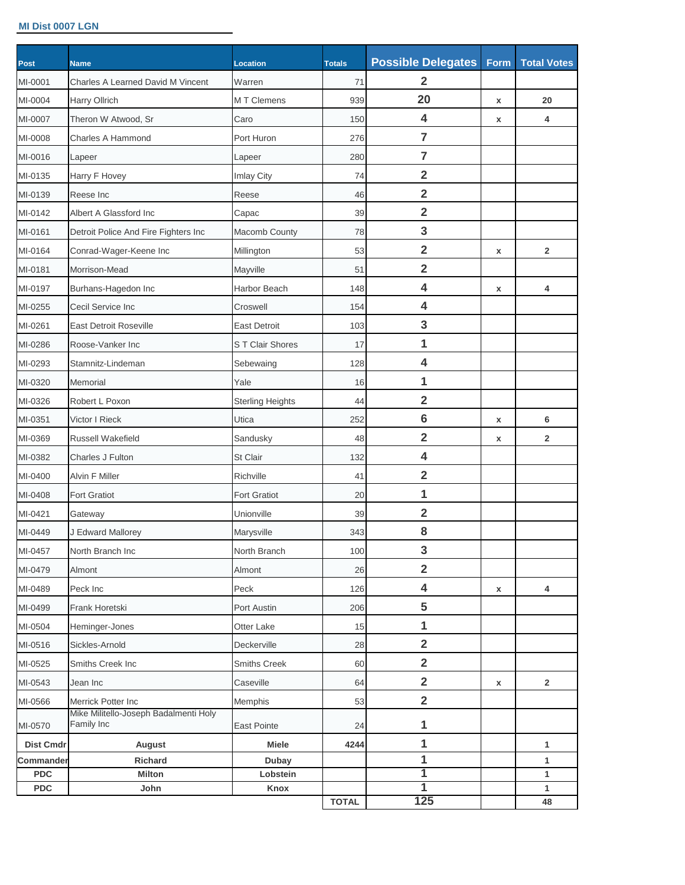**MI Dist 0007 LGN**

| Post | Name | Location | Totals | Possible Delegates | Form | Total Votes |
|---|---|---|---|---|---|---|
| MI-0001 | Charles A Learned David M Vincent | Warren | 71 | 2 | | |
| MI-0004 | Harry Ollrich | M T Clemens | 939 | 20 | x | 20 |
| MI-0007 | Theron W Atwood, Sr | Caro | 150 | 4 | x | 4 |
| MI-0008 | Charles A Hammond | Port Huron | 276 | 7 | | |
| MI-0016 | Lapeer | Lapeer | 280 | 7 | | |
| MI-0135 | Harry F Hovey | Imlay City | 74 | 2 | | |
| MI-0139 | Reese Inc | Reese | 46 | 2 | | |
| MI-0142 | Albert A Glassford Inc | Capac | 39 | 2 | | |
| MI-0161 | Detroit Police And Fire Fighters Inc | Macomb County | 78 | 3 | | |
| MI-0164 | Conrad-Wager-Keene Inc | Millington | 53 | 2 | x | 2 |
| MI-0181 | Morrison-Mead | Mayville | 51 | 2 | | |
| MI-0197 | Burhans-Hagedon Inc | Harbor Beach | 148 | 4 | x | 4 |
| MI-0255 | Cecil Service Inc | Croswell | 154 | 4 | | |
| MI-0261 | East Detroit Roseville | East Detroit | 103 | 3 | | |
| MI-0286 | Roose-Vanker Inc | S T Clair Shores | 17 | 1 | | |
| MI-0293 | Stamnitz-Lindeman | Sebewaing | 128 | 4 | | |
| MI-0320 | Memorial | Yale | 16 | 1 | | |
| MI-0326 | Robert L Poxon | Sterling Heights | 44 | 2 | | |
| MI-0351 | Victor I Rieck | Utica | 252 | 6 | x | 6 |
| MI-0369 | Russell Wakefield | Sandusky | 48 | 2 | x | 2 |
| MI-0382 | Charles J Fulton | St Clair | 132 | 4 | | |
| MI-0400 | Alvin F Miller | Richville | 41 | 2 | | |
| MI-0408 | Fort Gratiot | Fort Gratiot | 20 | 1 | | |
| MI-0421 | Gateway | Unionville | 39 | 2 | | |
| MI-0449 | J Edward Mallorey | Marysville | 343 | 8 | | |
| MI-0457 | North Branch Inc | North Branch | 100 | 3 | | |
| MI-0479 | Almont | Almont | 26 | 2 | | |
| MI-0489 | Peck Inc | Peck | 126 | 4 | x | 4 |
| MI-0499 | Frank Horetski | Port Austin | 206 | 5 | | |
| MI-0504 | Heminger-Jones | Otter Lake | 15 | 1 | | |
| MI-0516 | Sickles-Arnold | Deckerville | 28 | 2 | | |
| MI-0525 | Smiths Creek Inc | Smiths Creek | 60 | 2 | | |
| MI-0543 | Jean Inc | Caseville | 64 | 2 | x | 2 |
| MI-0566 | Merrick Potter Inc | Memphis | 53 | 2 | | |
| MI-0570 | Mike Militello-Joseph Badalmenti Holy Family Inc | East Pointe | 24 | 1 | | |
| **Dist Cmdr** | **August** | **Miele** | **4244** | 1 | | 1 |
| **Commander** | **Richard** | **Dubay** | | 1 | | 1 |
| **PDC** | **Milton** | **Lobstein** | | 1 | | 1 |
| **PDC** | **John** | **Knox** | | 1 | | 1 |
| | | | **TOTAL** | 125 | | 48 |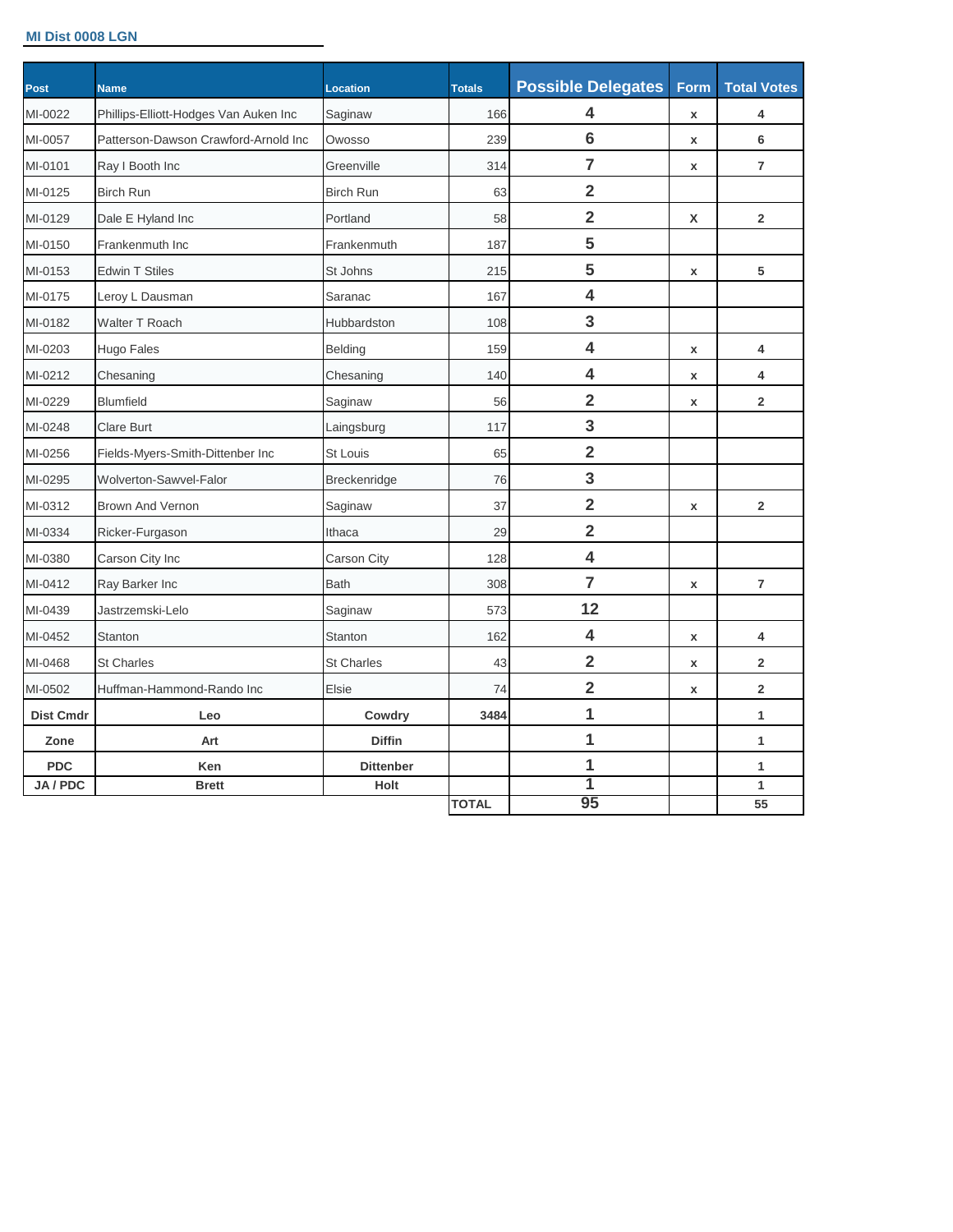**MI Dist 0008 LGN**

| Post | Name | Location | Totals | Possible Delegates | Form | Total Votes |
|---|---|---|---|---|---|---|
| MI-0022 | Phillips-Elliott-Hodges Van Auken Inc | Saginaw | 166 | 4 | x | 4 |
| MI-0057 | Patterson-Dawson Crawford-Arnold Inc | Owosso | 239 | 6 | x | 6 |
| MI-0101 | Ray I Booth Inc | Greenville | 314 | 7 | x | 7 |
| MI-0125 | Birch Run | Birch Run | 63 | 2 | | |
| MI-0129 | Dale E Hyland Inc | Portland | 58 | 2 | X | 2 |
| MI-0150 | Frankenmuth Inc | Frankenmuth | 187 | 5 | | |
| MI-0153 | Edwin T Stiles | St Johns | 215 | 5 | x | 5 |
| MI-0175 | Leroy L Dausman | Saranac | 167 | 4 | | |
| MI-0182 | Walter T Roach | Hubbardston | 108 | 3 | | |
| MI-0203 | Hugo Fales | Belding | 159 | 4 | x | 4 |
| MI-0212 | Chesaning | Chesaning | 140 | 4 | x | 4 |
| MI-0229 | Blumfield | Saginaw | 56 | 2 | x | 2 |
| MI-0248 | Clare Burt | Laingsburg | 117 | 3 | | |
| MI-0256 | Fields-Myers-Smith-Dittenber Inc | St Louis | 65 | 2 | | |
| MI-0295 | Wolverton-Sawvel-Falor | Breckenridge | 76 | 3 | | |
| MI-0312 | Brown And Vernon | Saginaw | 37 | 2 | x | 2 |
| MI-0334 | Ricker-Furgason | Ithaca | 29 | 2 | | |
| MI-0380 | Carson City Inc | Carson City | 128 | 4 | | |
| MI-0412 | Ray Barker Inc | Bath | 308 | 7 | x | 7 |
| MI-0439 | Jastrzemski-Lelo | Saginaw | 573 | 12 | | |
| MI-0452 | Stanton | Stanton | 162 | 4 | x | 4 |
| MI-0468 | St Charles | St Charles | 43 | 2 | x | 2 |
| MI-0502 | Huffman-Hammond-Rando Inc | Elsie | 74 | 2 | x | 2 |
| **Dist Cmdr** | **Leo** | **Cowdry** | **3484** | 1 | | 1 |
| **Zone** | **Art** | **Diffin** | | 1 | | 1 |
| **PDC** | **Ken** | **Dittenber** | | 1 | | 1 |
| **JA / PDC** | **Brett** | **Holt** | | 1 | | 1 |
| | | | **TOTAL** | 95 | | 55 |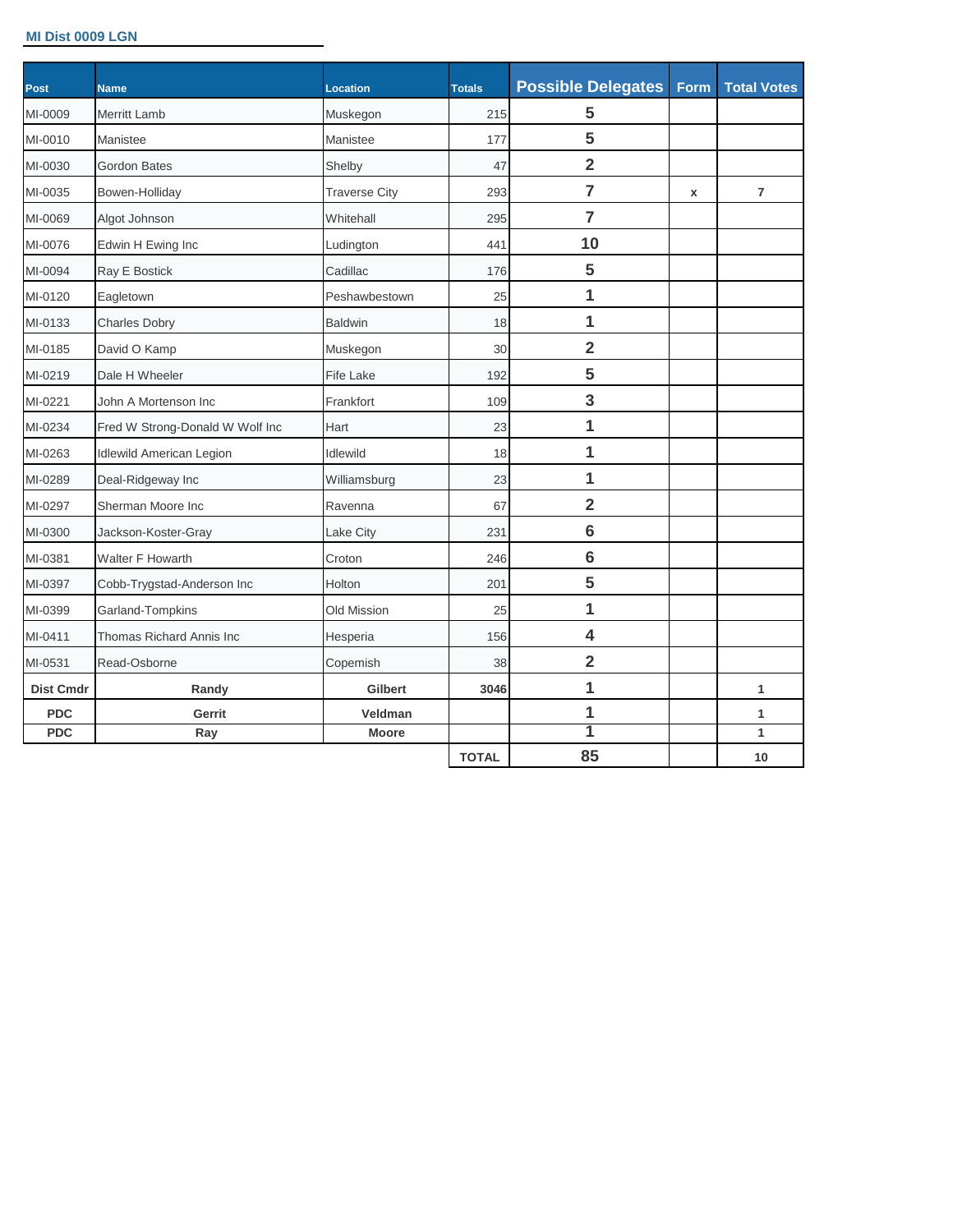**MI Dist 0009 LGN**

| Post | Name | Location | Totals | Possible Delegates | Form | Total Votes |
|---|---|---|---|---|---|---|
| MI-0009 | Merritt Lamb | Muskegon | 215 | 5 | | |
| MI-0010 | Manistee | Manistee | 177 | 5 | | |
| MI-0030 | Gordon Bates | Shelby | 47 | 2 | | |
| MI-0035 | Bowen-Holliday | Traverse City | 293 | 7 | x | 7 |
| MI-0069 | Algot Johnson | Whitehall | 295 | 7 | | |
| MI-0076 | Edwin H Ewing Inc | Ludington | 441 | 10 | | |
| MI-0094 | Ray E Bostick | Cadillac | 176 | 5 | | |
| MI-0120 | Eagletown | Peshawbestown | 25 | 1 | | |
| MI-0133 | Charles Dobry | Baldwin | 18 | 1 | | |
| MI-0185 | David O Kamp | Muskegon | 30 | 2 | | |
| MI-0219 | Dale H Wheeler | Fife Lake | 192 | 5 | | |
| MI-0221 | John A Mortenson Inc | Frankfort | 109 | 3 | | |
| MI-0234 | Fred W Strong-Donald W Wolf Inc | Hart | 23 | 1 | | |
| MI-0263 | Idlewild American Legion | Idlewild | 18 | 1 | | |
| MI-0289 | Deal-Ridgeway Inc | Williamsburg | 23 | 1 | | |
| MI-0297 | Sherman Moore Inc | Ravenna | 67 | 2 | | |
| MI-0300 | Jackson-Koster-Gray | Lake City | 231 | 6 | | |
| MI-0381 | Walter F Howarth | Croton | 246 | 6 | | |
| MI-0397 | Cobb-Trygstad-Anderson Inc | Holton | 201 | 5 | | |
| MI-0399 | Garland-Tompkins | Old Mission | 25 | 1 | | |
| MI-0411 | Thomas Richard Annis Inc | Hesperia | 156 | 4 | | |
| MI-0531 | Read-Osborne | Copemish | 38 | 2 | | |
| **Dist Cmdr** | **Randy** | **Gilbert** | **3046** | **1** | | **1** |
| **PDC** | **Gerrit** | **Veldman** | | **1** | | **1** |
| **PDC** | **Ray** | **Moore** | | **1** | | **1** |
| | | | **TOTAL** | **85** | | **10** |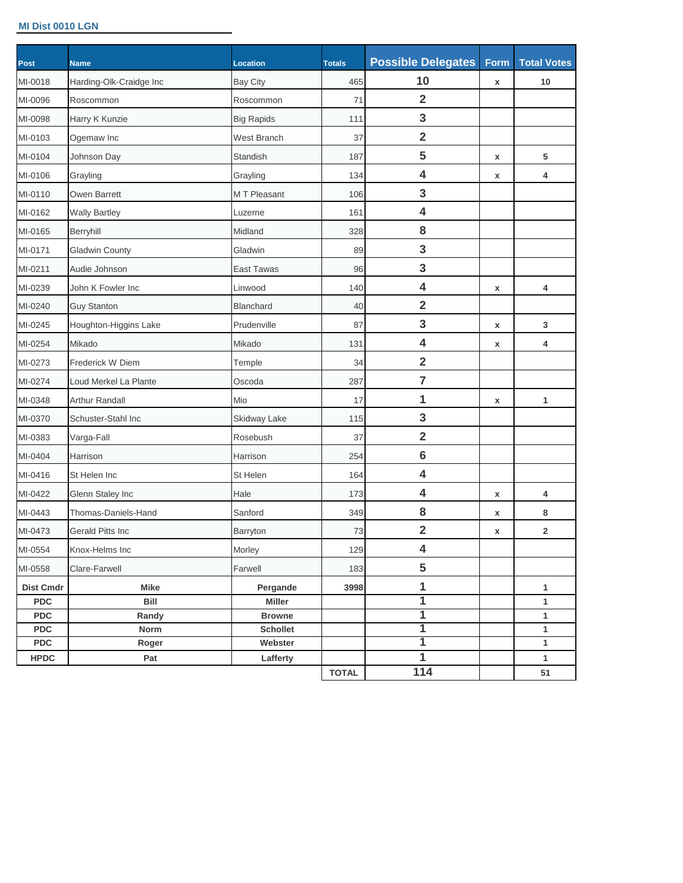**MI Dist 0010 LGN**

| Post | Name | Location | Totals | Possible Delegates | Form | Total Votes |
|---|---|---|---|---|---|---|
| MI-0018 | Harding-Olk-Craidge Inc | Bay City | 465 | 10 | x | 10 |
| MI-0096 | Roscommon | Roscommon | 71 | 2 | | |
| MI-0098 | Harry K Kunzie | Big Rapids | 111 | 3 | | |
| MI-0103 | Ogemaw Inc | West Branch | 37 | 2 | | |
| MI-0104 | Johnson Day | Standish | 187 | 5 | x | 5 |
| MI-0106 | Grayling | Grayling | 134 | 4 | x | 4 |
| MI-0110 | Owen Barrett | M T Pleasant | 106 | 3 | | |
| MI-0162 | Wally Bartley | Luzerne | 161 | 4 | | |
| MI-0165 | Berryhill | Midland | 328 | 8 | | |
| MI-0171 | Gladwin County | Gladwin | 89 | 3 | | |
| MI-0211 | Audie Johnson | East Tawas | 96 | 3 | | |
| MI-0239 | John K Fowler Inc | Linwood | 140 | 4 | x | 4 |
| MI-0240 | Guy Stanton | Blanchard | 40 | 2 | | |
| MI-0245 | Houghton-Higgins Lake | Prudenville | 87 | 3 | x | 3 |
| MI-0254 | Mikado | Mikado | 131 | 4 | x | 4 |
| MI-0273 | Frederick W Diem | Temple | 34 | 2 | | |
| MI-0274 | Loud Merkel La Plante | Oscoda | 287 | 7 | | |
| MI-0348 | Arthur Randall | Mio | 17 | 1 | x | 1 |
| MI-0370 | Schuster-Stahl Inc | Skidway Lake | 115 | 3 | | |
| MI-0383 | Varga-Fall | Rosebush | 37 | 2 | | |
| MI-0404 | Harrison | Harrison | 254 | 6 | | |
| MI-0416 | St Helen Inc | St Helen | 164 | 4 | | |
| MI-0422 | Glenn Staley Inc | Hale | 173 | 4 | x | 4 |
| MI-0443 | Thomas-Daniels-Hand | Sanford | 349 | 8 | x | 8 |
| MI-0473 | Gerald Pitts Inc | Barryton | 73 | 2 | x | 2 |
| MI-0554 | Knox-Helms Inc | Morley | 129 | 4 | | |
| MI-0558 | Clare-Farwell | Farwell | 183 | 5 | | |
| **Dist Cmdr** | **Mike** | **Pergande** | **3998** | 1 | | **1** |
| **PDC** | **Bill** | **Miller** | | 1 | | **1** |
| **PDC** | **Randy** | **Browne** | | 1 | | **1** |
| **PDC** | **Norm** | **Schollet** | | 1 | | **1** |
| **PDC** | **Roger** | **Webster** | | 1 | | **1** |
| **HPDC** | **Pat** | **Lafferty** | | 1 | | **1** |
| | | | **TOTAL** | **114** | | **51** |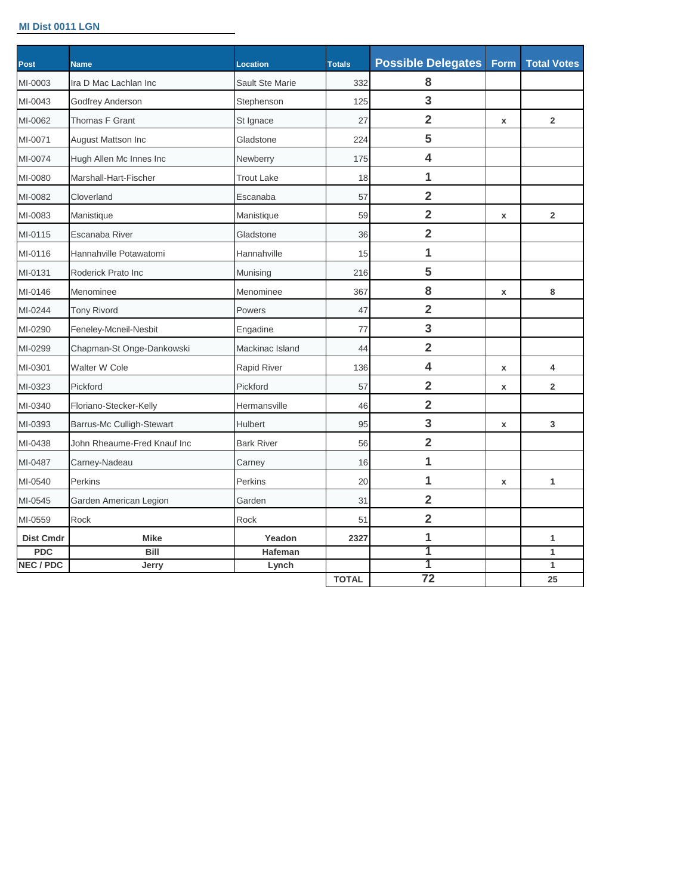**MI Dist 0011 LGN**

| Post | Name | Location | Totals | Possible Delegates | Form | Total Votes |
|---|---|---|---|---|---|---|
| MI-0003 | Ira D Mac Lachlan Inc | Sault Ste Marie | 332 | 8 | | |
| MI-0043 | Godfrey Anderson | Stephenson | 125 | 3 | | |
| MI-0062 | Thomas F Grant | St Ignace | 27 | 2 | x | 2 |
| MI-0071 | August Mattson Inc | Gladstone | 224 | 5 | | |
| MI-0074 | Hugh Allen Mc Innes Inc | Newberry | 175 | 4 | | |
| MI-0080 | Marshall-Hart-Fischer | Trout Lake | 18 | 1 | | |
| MI-0082 | Cloverland | Escanaba | 57 | 2 | | |
| MI-0083 | Manistique | Manistique | 59 | 2 | x | 2 |
| MI-0115 | Escanaba River | Gladstone | 36 | 2 | | |
| MI-0116 | Hannahville Potawatomi | Hannahville | 15 | 1 | | |
| MI-0131 | Roderick Prato Inc | Munising | 216 | 5 | | |
| MI-0146 | Menominee | Menominee | 367 | 8 | x | 8 |
| MI-0244 | Tony Rivord | Powers | 47 | 2 | | |
| MI-0290 | Feneley-Mcneil-Nesbit | Engadine | 77 | 3 | | |
| MI-0299 | Chapman-St Onge-Dankowski | Mackinac Island | 44 | 2 | | |
| MI-0301 | Walter W Cole | Rapid River | 136 | 4 | x | 4 |
| MI-0323 | Pickford | Pickford | 57 | 2 | x | 2 |
| MI-0340 | Floriano-Stecker-Kelly | Hermansville | 46 | 2 | | |
| MI-0393 | Barrus-Mc Culligh-Stewart | Hulbert | 95 | 3 | x | 3 |
| MI-0438 | John Rheaume-Fred Knauf Inc | Bark River | 56 | 2 | | |
| MI-0487 | Carney-Nadeau | Carney | 16 | 1 | | |
| MI-0540 | Perkins | Perkins | 20 | 1 | x | 1 |
| MI-0545 | Garden American Legion | Garden | 31 | 2 | | |
| MI-0559 | Rock | Rock | 51 | 2 | | |
| **Dist Cmdr** | **Mike** | **Yeadon** | **2327** | 1 | | **1** |
| **PDC** | **Bill** | **Hafeman** | | 1 | | **1** |
| **NEC / PDC** | **Jerry** | **Lynch** | | 1 | | **1** |
| | | | **TOTAL** | **72** | | **25** |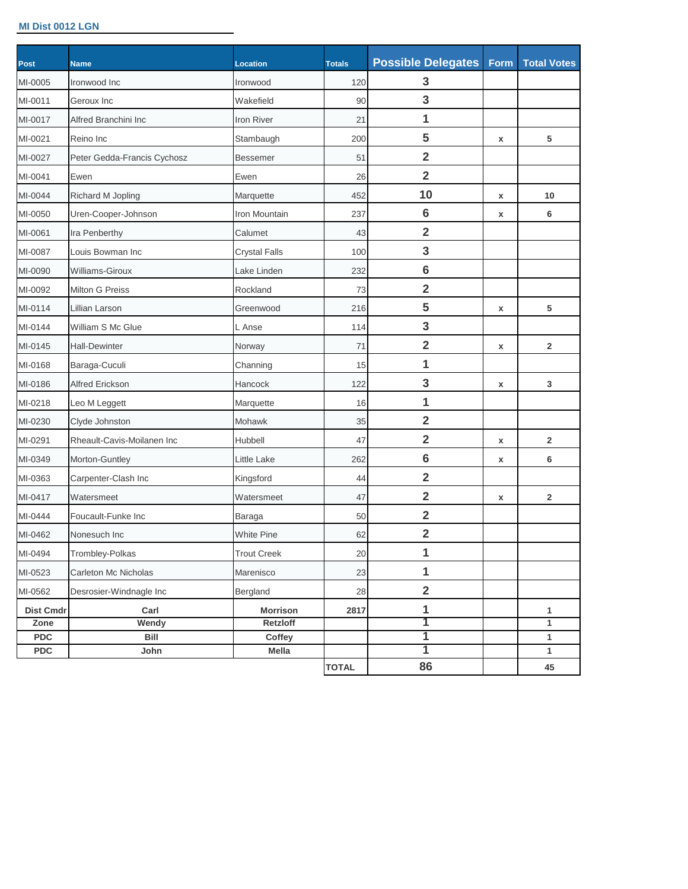**MI Dist 0012 LGN**

| Post | Name | Location | Totals | Possible Delegates | Form | Total Votes |
|---|---|---|---|---|---|---|
| MI-0005 | Ironwood Inc | Ironwood | 120 | 3 | | |
| MI-0011 | Geroux Inc | Wakefield | 90 | 3 | | |
| MI-0017 | Alfred Branchini Inc | Iron River | 21 | 1 | | |
| MI-0021 | Reino Inc | Stambaugh | 200 | 5 | x | 5 |
| MI-0027 | Peter Gedda-Francis Cychosz | Bessemer | 51 | 2 | | |
| MI-0041 | Ewen | Ewen | 26 | 2 | | |
| MI-0044 | Richard M Jopling | Marquette | 452 | 10 | x | 10 |
| MI-0050 | Uren-Cooper-Johnson | Iron Mountain | 237 | 6 | x | 6 |
| MI-0061 | Ira Penberthy | Calumet | 43 | 2 | | |
| MI-0087 | Louis Bowman Inc | Crystal Falls | 100 | 3 | | |
| MI-0090 | Williams-Giroux | Lake Linden | 232 | 6 | | |
| MI-0092 | Milton G Preiss | Rockland | 73 | 2 | | |
| MI-0114 | Lillian Larson | Greenwood | 216 | 5 | x | 5 |
| MI-0144 | William S Mc Glue | L Anse | 114 | 3 | | |
| MI-0145 | Hall-Dewinter | Norway | 71 | 2 | x | 2 |
| MI-0168 | Baraga-Cuculi | Channing | 15 | 1 | | |
| MI-0186 | Alfred Erickson | Hancock | 122 | 3 | x | 3 |
| MI-0218 | Leo M Leggett | Marquette | 16 | 1 | | |
| MI-0230 | Clyde Johnston | Mohawk | 35 | 2 | | |
| MI-0291 | Rheault-Cavis-Moilanen Inc | Hubbell | 47 | 2 | x | 2 |
| MI-0349 | Morton-Guntley | Little Lake | 262 | 6 | x | 6 |
| MI-0363 | Carpenter-Clash Inc | Kingsford | 44 | 2 | | |
| MI-0417 | Watersmeet | Watersmeet | 47 | 2 | x | 2 |
| MI-0444 | Foucault-Funke Inc | Baraga | 50 | 2 | | |
| MI-0462 | Nonesuch Inc | White Pine | 62 | 2 | | |
| MI-0494 | Trombley-Polkas | Trout Creek | 20 | 1 | | |
| MI-0523 | Carleton Mc Nicholas | Marenisco | 23 | 1 | | |
| MI-0562 | Desrosier-Windnagle Inc | Bergland | 28 | 2 | | |
| **Dist Cmdr** | **Carl** | **Morrison** | **2817** | 1 | | 1 |
| **Zone** | **Wendy** | **Retzloff** | | 1 | | 1 |
| **PDC** | **Bill** | **Coffey** | | 1 | | 1 |
| **PDC** | **John** | **Mella** | | 1 | | 1 |
| | | | **TOTAL** | **86** | | **45** |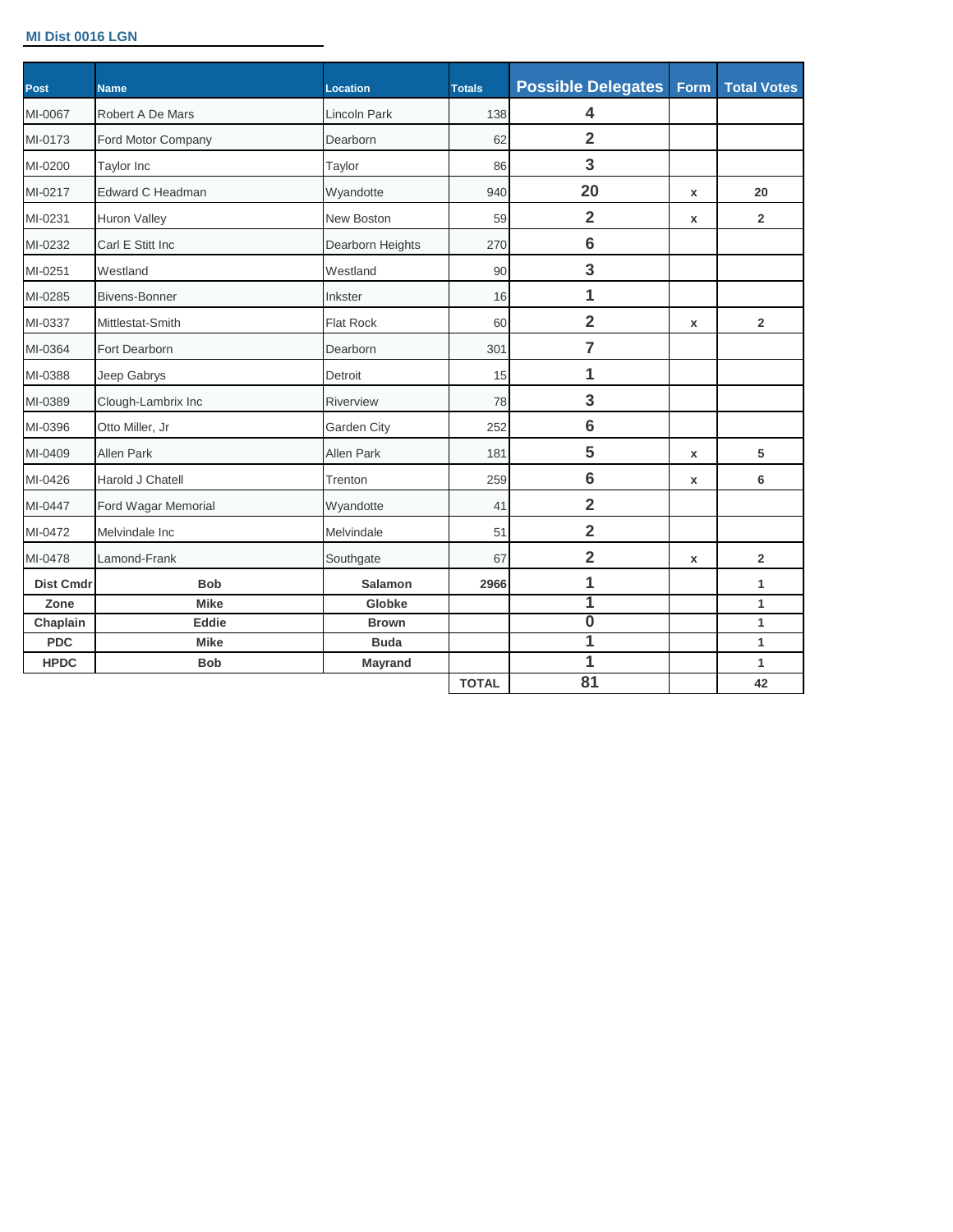**MI Dist 0016 LGN**

| Post | Name | Location | Totals | Possible Delegates | Form | Total Votes |
|---|---|---|---|---|---|---|
| MI-0067 | Robert A De Mars | Lincoln Park | 138 | 4 | | |
| MI-0173 | Ford Motor Company | Dearborn | 62 | 2 | | |
| MI-0200 | Taylor Inc | Taylor | 86 | 3 | | |
| MI-0217 | Edward C Headman | Wyandotte | 940 | 20 | x | 20 |
| MI-0231 | Huron Valley | New Boston | 59 | 2 | x | 2 |
| MI-0232 | Carl E Stitt Inc | Dearborn Heights | 270 | 6 | | |
| MI-0251 | Westland | Westland | 90 | 3 | | |
| MI-0285 | Bivens-Bonner | Inkster | 16 | 1 | | |
| MI-0337 | Mittlestat-Smith | Flat Rock | 60 | 2 | x | 2 |
| MI-0364 | Fort Dearborn | Dearborn | 301 | 7 | | |
| MI-0388 | Jeep Gabrys | Detroit | 15 | 1 | | |
| MI-0389 | Clough-Lambrix Inc | Riverview | 78 | 3 | | |
| MI-0396 | Otto Miller, Jr | Garden City | 252 | 6 | | |
| MI-0409 | Allen Park | Allen Park | 181 | 5 | x | 5 |
| MI-0426 | Harold J Chatell | Trenton | 259 | 6 | x | 6 |
| MI-0447 | Ford Wagar Memorial | Wyandotte | 41 | 2 | | |
| MI-0472 | Melvindale Inc | Melvindale | 51 | 2 | | |
| MI-0478 | Lamond-Frank | Southgate | 67 | 2 | x | 2 |
| **Dist Cmdr** | **Bob** | **Salamon** | **2966** | 1 | | 1 |
| **Zone** | **Mike** | **Globke** | | 1 | | 1 |
| **Chaplain** | **Eddie** | **Brown** | | 0 | | 1 |
| **PDC** | **Mike** | **Buda** | | 1 | | 1 |
| **HPDC** | **Bob** | **Mayrand** | | 1 | | 1 |
| | | | **TOTAL** | 81 | | 42 |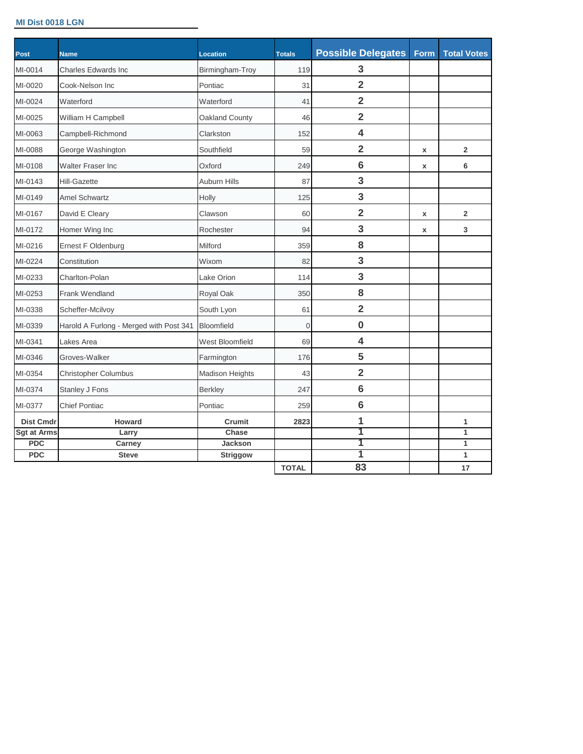**MI Dist 0018 LGN**

| Post | Name | Location | Totals | Possible Delegates | Form | Total Votes |
|---|---|---|---|---|---|---|
| MI-0014 | Charles Edwards Inc | Birmingham-Troy | 119 | 3 | | |
| MI-0020 | Cook-Nelson Inc | Pontiac | 31 | 2 | | |
| MI-0024 | Waterford | Waterford | 41 | 2 | | |
| MI-0025 | William H Campbell | Oakland County | 46 | 2 | | |
| MI-0063 | Campbell-Richmond | Clarkston | 152 | 4 | | |
| MI-0088 | George Washington | Southfield | 59 | 2 | x | 2 |
| MI-0108 | Walter Fraser Inc | Oxford | 249 | 6 | x | 6 |
| MI-0143 | Hill-Gazette | Auburn Hills | 87 | 3 | | |
| MI-0149 | Amel Schwartz | Holly | 125 | 3 | | |
| MI-0167 | David E Cleary | Clawson | 60 | 2 | x | 2 |
| MI-0172 | Homer Wing Inc | Rochester | 94 | 3 | x | 3 |
| MI-0216 | Ernest F Oldenburg | Milford | 359 | 8 | | |
| MI-0224 | Constitution | Wixom | 82 | 3 | | |
| MI-0233 | Charlton-Polan | Lake Orion | 114 | 3 | | |
| MI-0253 | Frank Wendland | Royal Oak | 350 | 8 | | |
| MI-0338 | Scheffer-Mcilvoy | South Lyon | 61 | 2 | | |
| MI-0339 | Harold A Furlong - Merged with Post 341 | Bloomfield | 0 | 0 | | |
| MI-0341 | Lakes Area | West Bloomfield | 69 | 4 | | |
| MI-0346 | Groves-Walker | Farmington | 176 | 5 | | |
| MI-0354 | Christopher Columbus | Madison Heights | 43 | 2 | | |
| MI-0374 | Stanley J Fons | Berkley | 247 | 6 | | |
| MI-0377 | Chief Pontiac | Pontiac | 259 | 6 | | |
| **Dist Cmdr** | **Howard** | **Crumit** | **2823** | 1 | | 1 |
| **Sgt at Arms** | **Larry** | **Chase** | | 1 | | 1 |
| **PDC** | **Carney** | **Jackson** | | 1 | | 1 |
| **PDC** | **Steve** | **Striggow** | | 1 | | 1 |
| | | | **TOTAL** | 83 | | 17 |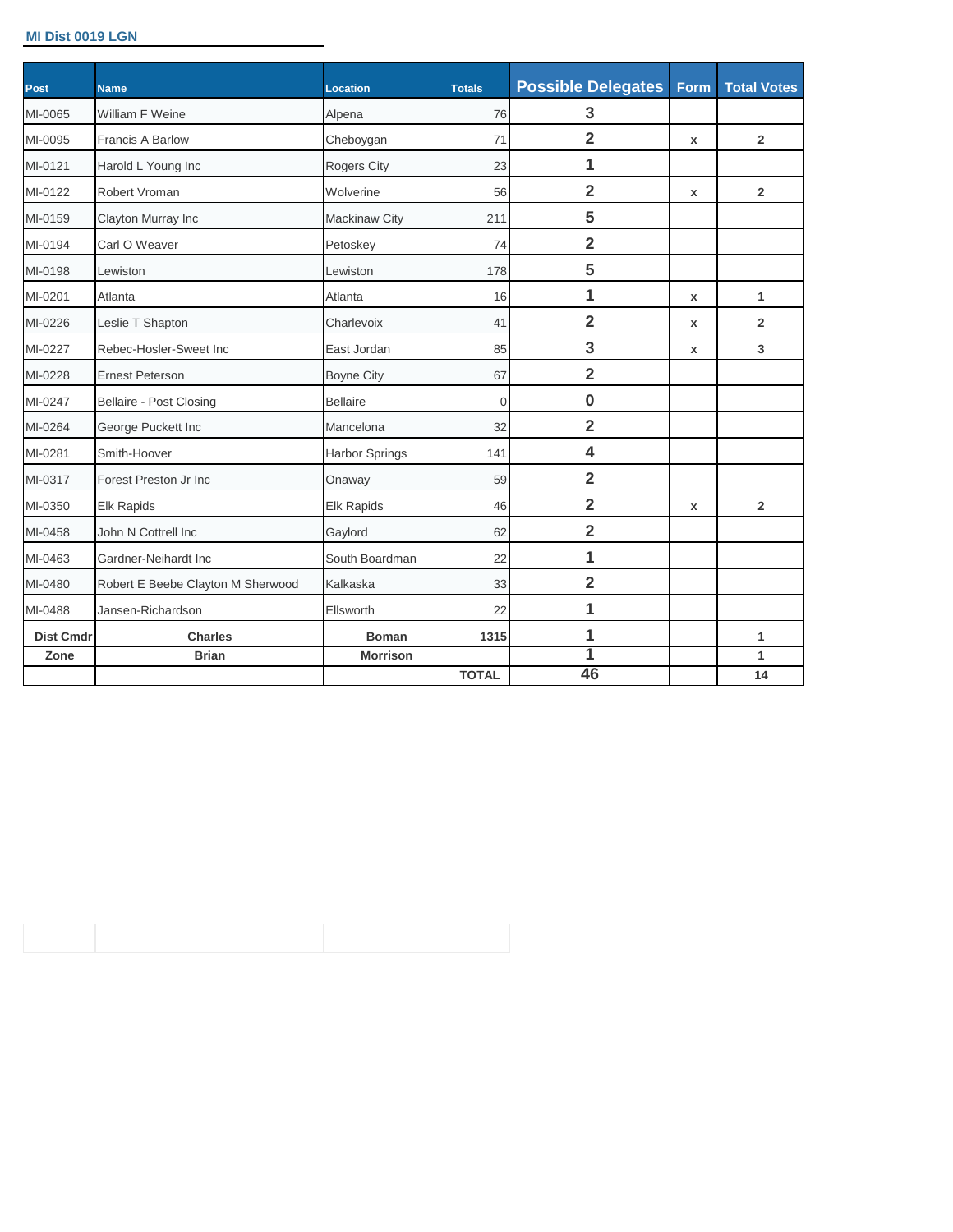**MI Dist 0019 LGN**

| Post | Name | Location | Totals | Possible Delegates | Form | Total Votes |
|---|---|---|---|---|---|---|
| MI-0065 | William F Weine | Alpena | 76 | 3 | | |
| MI-0095 | Francis A Barlow | Cheboygan | 71 | 2 | x | 2 |
| MI-0121 | Harold L Young Inc | Rogers City | 23 | 1 | | |
| MI-0122 | Robert Vroman | Wolverine | 56 | 2 | x | 2 |
| MI-0159 | Clayton Murray Inc | Mackinaw City | 211 | 5 | | |
| MI-0194 | Carl O Weaver | Petoskey | 74 | 2 | | |
| MI-0198 | Lewiston | Lewiston | 178 | 5 | | |
| MI-0201 | Atlanta | Atlanta | 16 | 1 | x | 1 |
| MI-0226 | Leslie T Shapton | Charlevoix | 41 | 2 | x | 2 |
| MI-0227 | Rebec-Hosler-Sweet Inc | East Jordan | 85 | 3 | x | 3 |
| MI-0228 | Ernest Peterson | Boyne City | 67 | 2 | | |
| MI-0247 | Bellaire - Post Closing | Bellaire | 0 | 0 | | |
| MI-0264 | George Puckett Inc | Mancelona | 32 | 2 | | |
| MI-0281 | Smith-Hoover | Harbor Springs | 141 | 4 | | |
| MI-0317 | Forest Preston Jr Inc | Onaway | 59 | 2 | | |
| MI-0350 | Elk Rapids | Elk Rapids | 46 | 2 | x | 2 |
| MI-0458 | John N Cottrell Inc | Gaylord | 62 | 2 | | |
| MI-0463 | Gardner-Neihardt Inc | South Boardman | 22 | 1 | | |
| MI-0480 | Robert E Beebe Clayton M Sherwood | Kalkaska | 33 | 2 | | |
| MI-0488 | Jansen-Richardson | Ellsworth | 22 | 1 | | |
| **Dist Cmdr** | **Charles** | **Boman** | **1315** | 1 | | **1** |
| **Zone** | **Brian** | **Morrison** | | 1 | | **1** |
| | | | **TOTAL** | **46** | | **14** |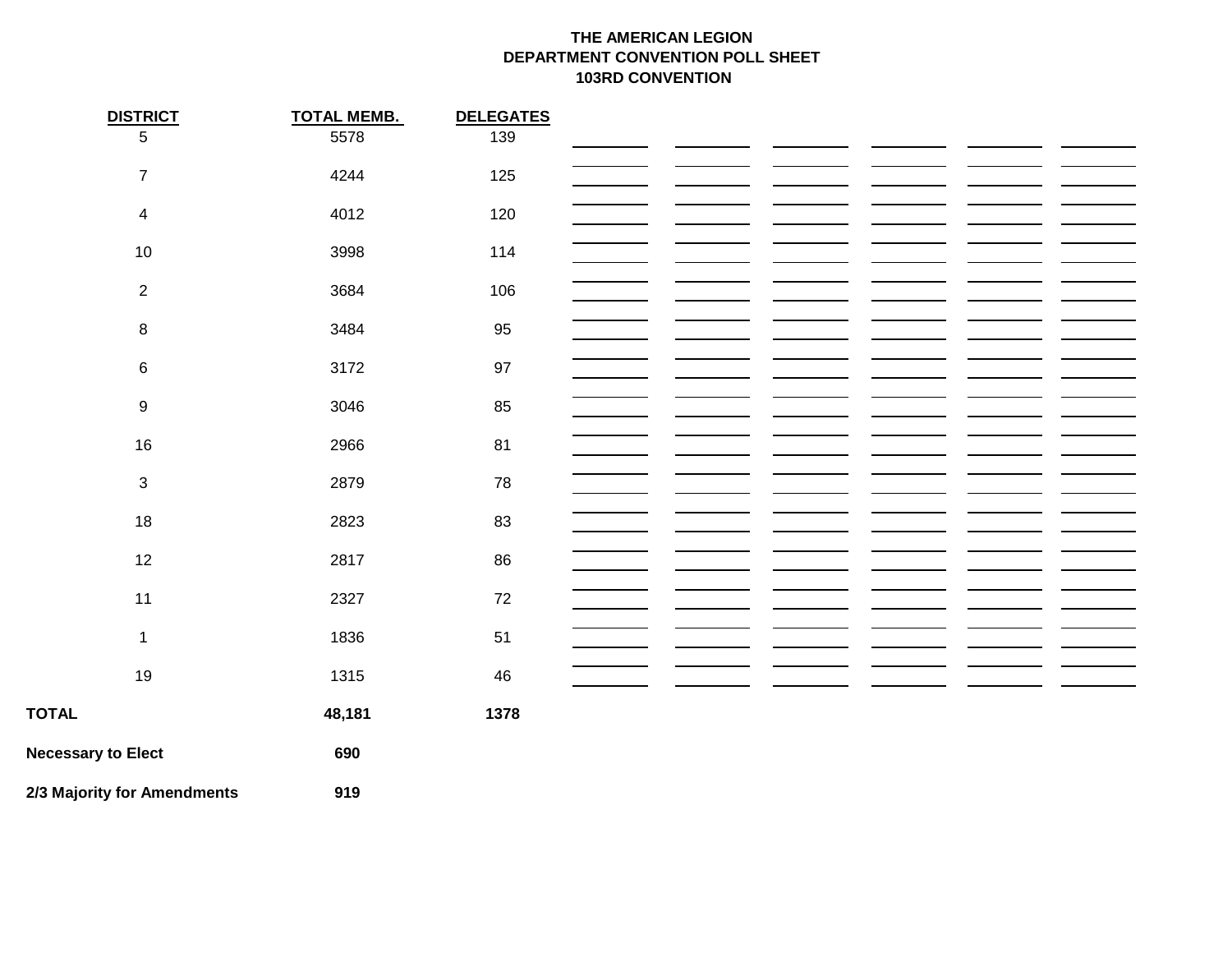**THE AMERICAN LEGION**
**DEPARTMENT CONVENTION POLL SHEET**
**103RD CONVENTION**

| DISTRICT | TOTAL MEMB. | DELEGATES | | | | | | |
|---|---|---|---|---|---|---|---|---|
| 5 | 5578 | 139 | | | | | | |
| 7 | 4244 | 125 | | | | | | |
| 4 | 4012 | 120 | | | | | | |
| 10 | 3998 | 114 | | | | | | |
| 2 | 3684 | 106 | | | | | | |
| 8 | 3484 | 95 | | | | | | |
| 6 | 3172 | 97 | | | | | | |
| 9 | 3046 | 85 | | | | | | |
| 16 | 2966 | 81 | | | | | | |
| 3 | 2879 | 78 | | | | | | |
| 18 | 2823 | 83 | | | | | | |
| 12 | 2817 | 86 | | | | | | |
| 11 | 2327 | 72 | | | | | | |
| 1 | 1836 | 51 | | | | | | |
| 19 | 1315 | 46 | | | | | | |
| **TOTAL** | **48,181** | **1378** | | | | | | |
| **Necessary to Elect** | **690** | | | | | | | |
| **2/3 Majority for Amendments** | **919** | | | | | | | |